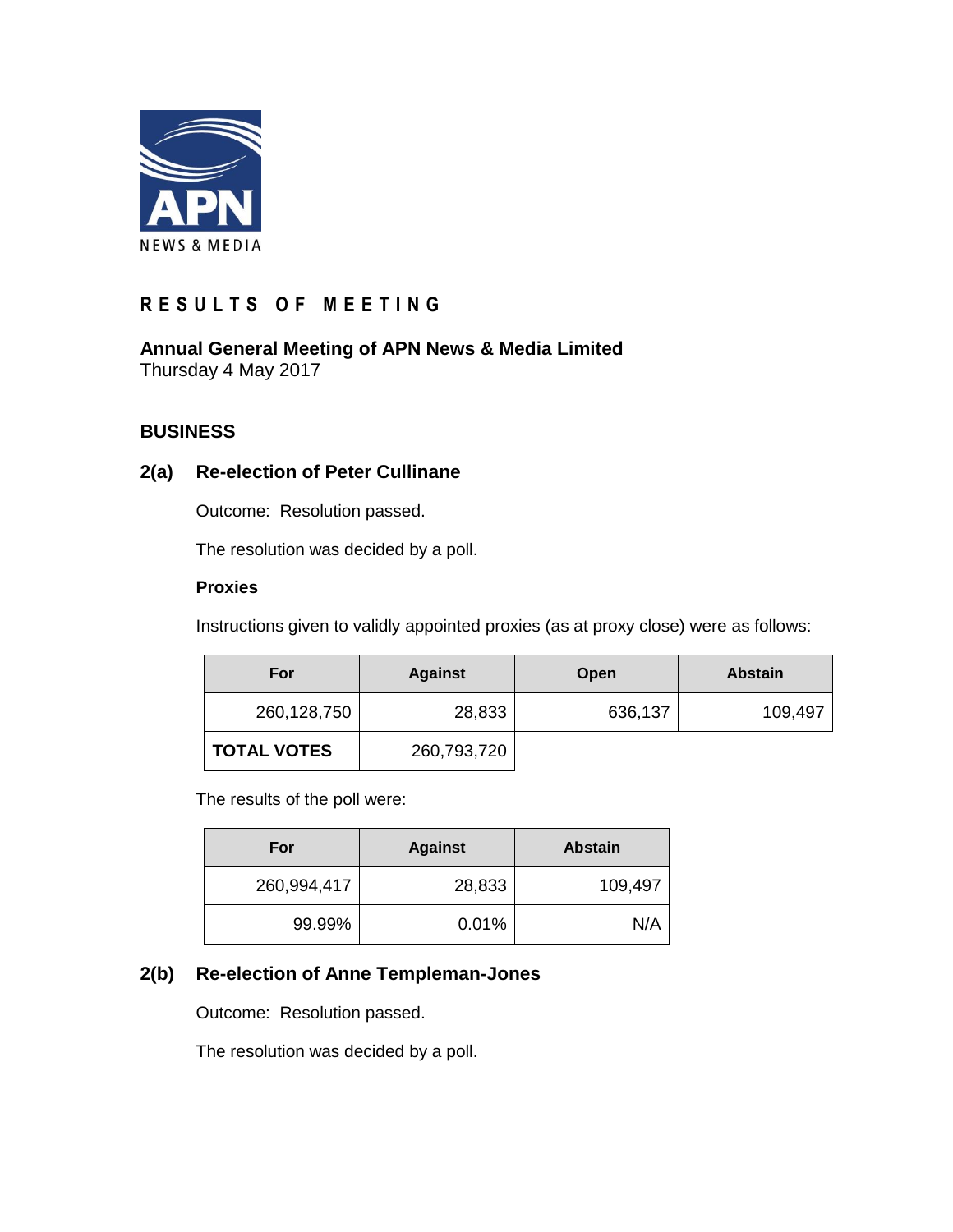# RESULTS OF MEETING

**Annual General Meeting of APN News & Media Limited**
Thursday 4 May 2017

## BUSINESS

### 2(a) Re-election of Peter Cullinane

Outcome: Resolution passed.

The resolution was decided by a poll.

**Proxies**

Instructions given to validly appointed proxies (as at proxy close) were as follows:

| For | Against | Open | Abstain |
|---|---|---|---|
| 260,128,750 | 28,833 | 636,137 | 109,497 |
| **TOTAL VOTES** | 260,793,720 | | |

The results of the poll were:

| For | Against | Abstain |
|---|---|---|
| 260,994,417 | 28,833 | 109,497 |
| 99.99% | 0.01% | N/A |

### 2(b) Re-election of Anne Templeman-Jones

Outcome: Resolution passed.

The resolution was decided by a poll.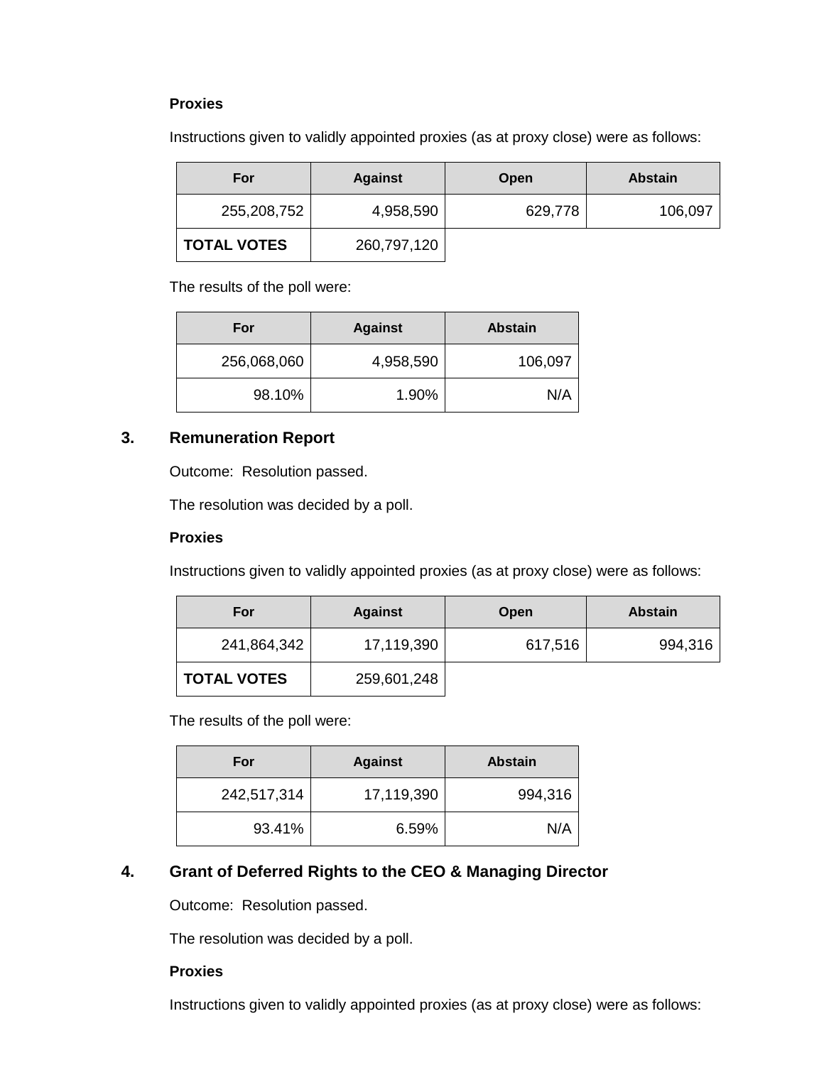**Proxies**

Instructions given to validly appointed proxies (as at proxy close) were as follows:

| For | Against | Open | Abstain |
|---|---|---|---|
| 255,208,752 | 4,958,590 | 629,778 | 106,097 |
| **TOTAL VOTES** | 260,797,120 | | |

The results of the poll were:

| For | Against | Abstain |
|---|---|---|
| 256,068,060 | 4,958,590 | 106,097 |
| 98.10% | 1.90% | N/A |

## 3. Remuneration Report

Outcome: Resolution passed.

The resolution was decided by a poll.

**Proxies**

Instructions given to validly appointed proxies (as at proxy close) were as follows:

| For | Against | Open | Abstain |
|---|---|---|---|
| 241,864,342 | 17,119,390 | 617,516 | 994,316 |
| **TOTAL VOTES** | 259,601,248 | | |

The results of the poll were:

| For | Against | Abstain |
|---|---|---|
| 242,517,314 | 17,119,390 | 994,316 |
| 93.41% | 6.59% | N/A |

## 4. Grant of Deferred Rights to the CEO & Managing Director

Outcome: Resolution passed.

The resolution was decided by a poll.

**Proxies**

Instructions given to validly appointed proxies (as at proxy close) were as follows: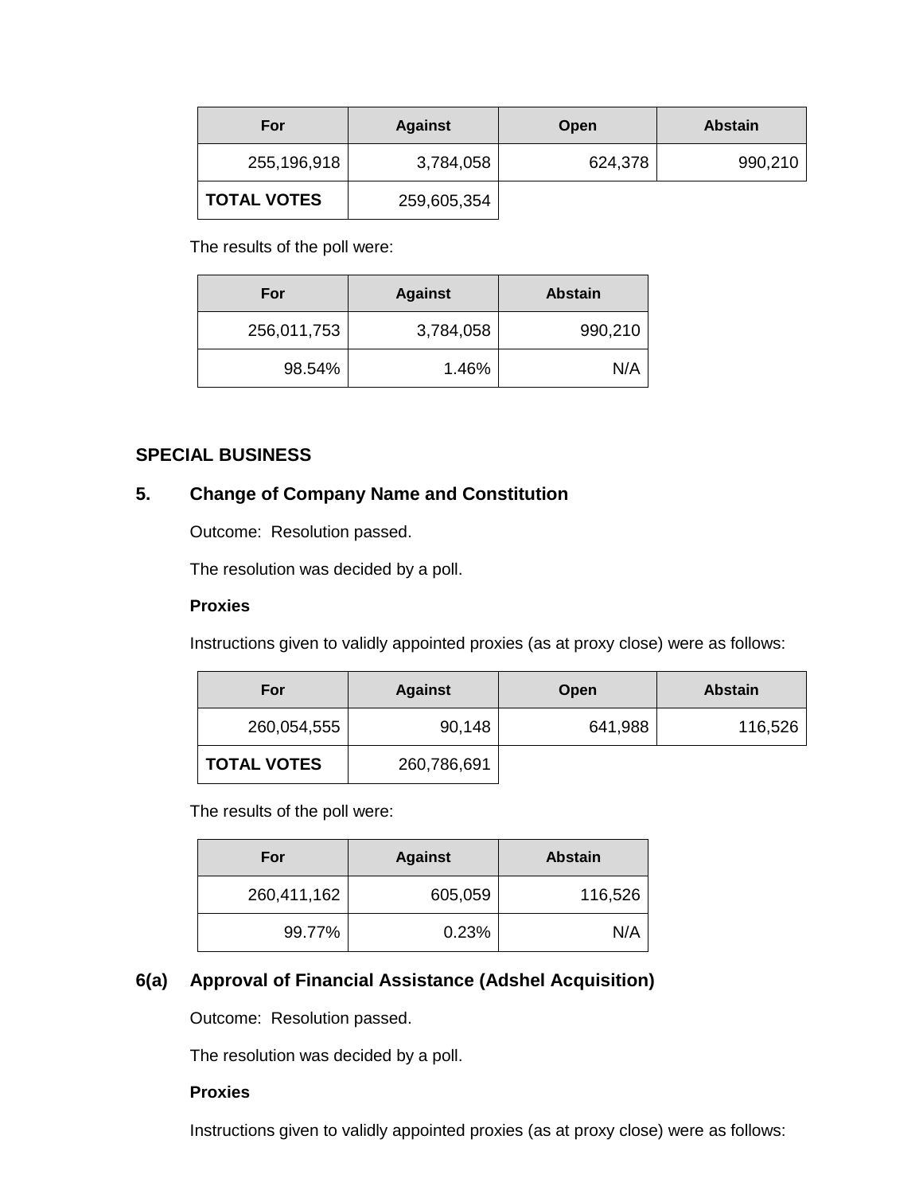| For | Against | Open | Abstain |
| --- | --- | --- | --- |
| 255,196,918 | 3,784,058 | 624,378 | 990,210 |
| **TOTAL VOTES** | 259,605,354 | | |

The results of the poll were:

| For | Against | Abstain |
| --- | --- | --- |
| 256,011,753 | 3,784,058 | 990,210 |
| 98.54% | 1.46% | N/A |

## SPECIAL BUSINESS

### 5. Change of Company Name and Constitution

Outcome: Resolution passed.

The resolution was decided by a poll.

**Proxies**

Instructions given to validly appointed proxies (as at proxy close) were as follows:

| For | Against | Open | Abstain |
| --- | --- | --- | --- |
| 260,054,555 | 90,148 | 641,988 | 116,526 |
| **TOTAL VOTES** | 260,786,691 | | |

The results of the poll were:

| For | Against | Abstain |
| --- | --- | --- |
| 260,411,162 | 605,059 | 116,526 |
| 99.77% | 0.23% | N/A |

### 6(a) Approval of Financial Assistance (Adshel Acquisition)

Outcome: Resolution passed.

The resolution was decided by a poll.

**Proxies**

Instructions given to validly appointed proxies (as at proxy close) were as follows: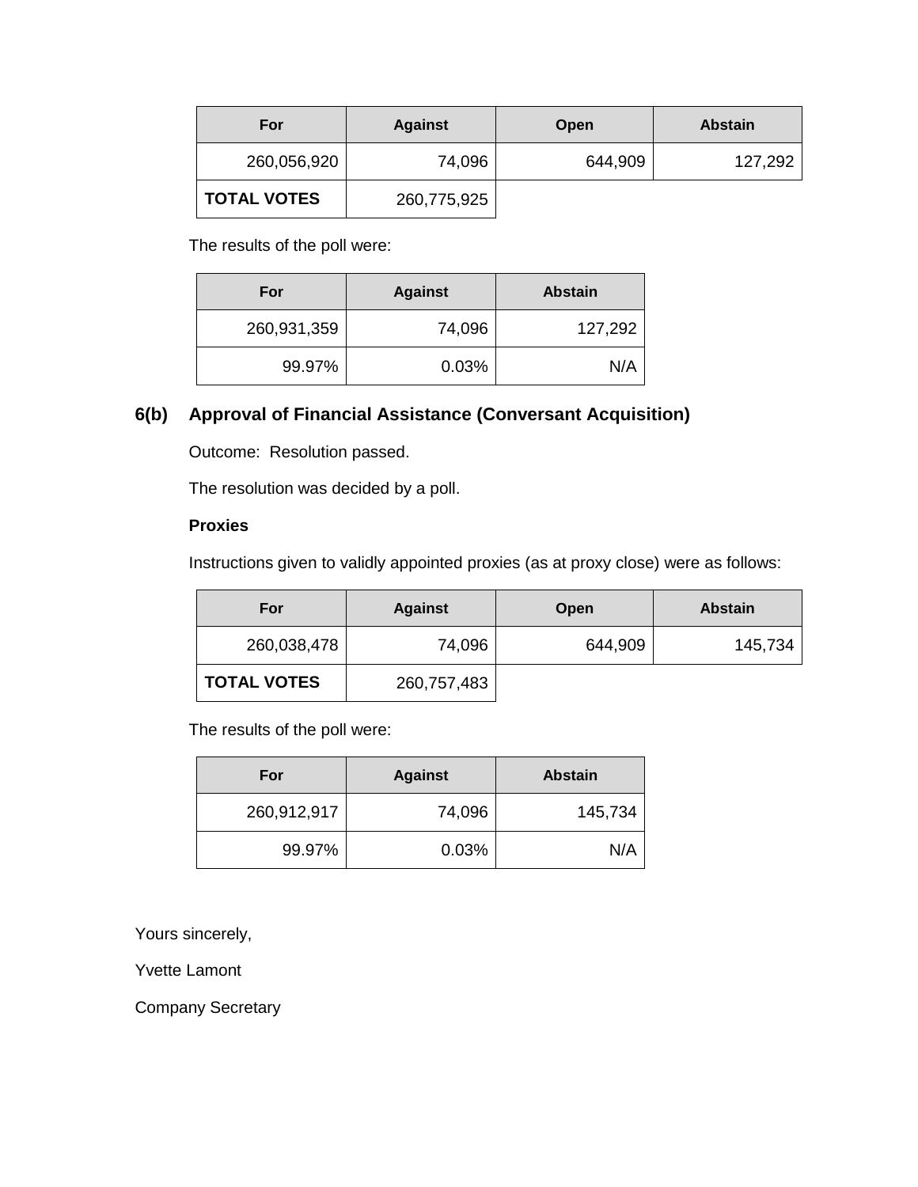| For | Against | Open | Abstain |
|---|---|---|---|
| 260,056,920 | 74,096 | 644,909 | 127,292 |
| **TOTAL VOTES** | 260,775,925 | | |

The results of the poll were:

| For | Against | Abstain |
|---|---|---|
| 260,931,359 | 74,096 | 127,292 |
| 99.97% | 0.03% | N/A |

## 6(b) Approval of Financial Assistance (Conversant Acquisition)

Outcome: Resolution passed.

The resolution was decided by a poll.

**Proxies**

Instructions given to validly appointed proxies (as at proxy close) were as follows:

| For | Against | Open | Abstain |
|---|---|---|---|
| 260,038,478 | 74,096 | 644,909 | 145,734 |
| **TOTAL VOTES** | 260,757,483 | | |

The results of the poll were:

| For | Against | Abstain |
|---|---|---|
| 260,912,917 | 74,096 | 145,734 |
| 99.97% | 0.03% | N/A |

Yours sincerely,

Yvette Lamont

Company Secretary